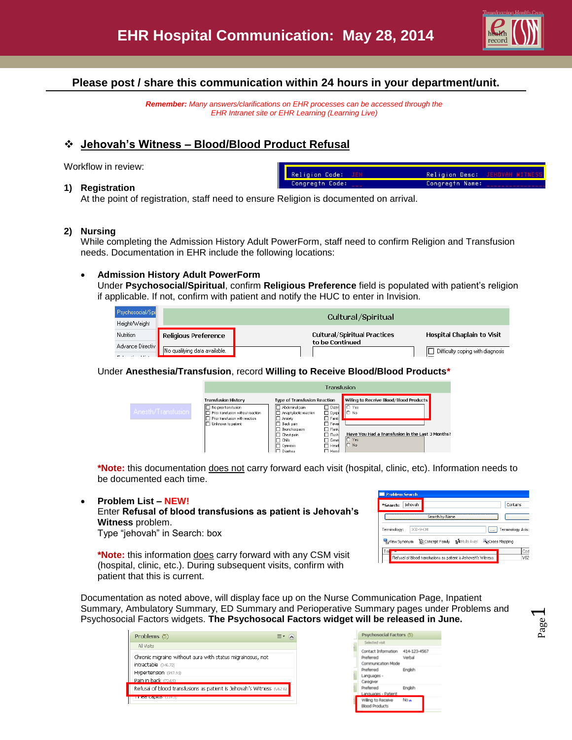# EHR Hospital Communication: May 28, 2014

**Please post / share this communication within 24 hours in your department/unit.**

*Remember: Many answers/clarifications on EHR processes can be accessed through the EHR Intranet site or EHR Learning (Learning Live)*

## ❖ Jehovah's Witness – Blood/Blood Product Refusal

Workflow in review:

**1) Registration**

At the point of registration, staff need to ensure Religion is documented on arrival.

**2) Nursing**

While completing the Admission History Adult PowerForm, staff need to confirm Religion and Transfusion needs. Documentation in EHR include the following locations:

- **Admission History Adult PowerForm**
  Under **Psychosocial/Spiritual**, confirm **Religious Preference** field is populated with patient's religion if applicable. If not, confirm with patient and notify the HUC to enter in Invision.

  Under **Anesthesia/Transfusion**, record **Willing to Receive Blood/Blood Products***

  ***Note:** this documentation does not carry forward each visit (hospital, clinic, etc). Information needs to be documented each time.

- **Problem List – NEW!**
  Enter **Refusal of blood transfusions as patient is Jehovah's Witness** problem.
  Type "jehovah" in Search: box

  ***Note:** this information does carry forward with any CSM visit (hospital, clinic, etc.). During subsequent visits, confirm with patient that this is current.

Documentation as noted above, will display face up on the Nurse Communication Page, Inpatient Summary, Ambulatory Summary, ED Summary and Perioperative Summary pages under Problems and Psychosocial Factors widgets. **The Psychosocal Factors widget will be released in June.**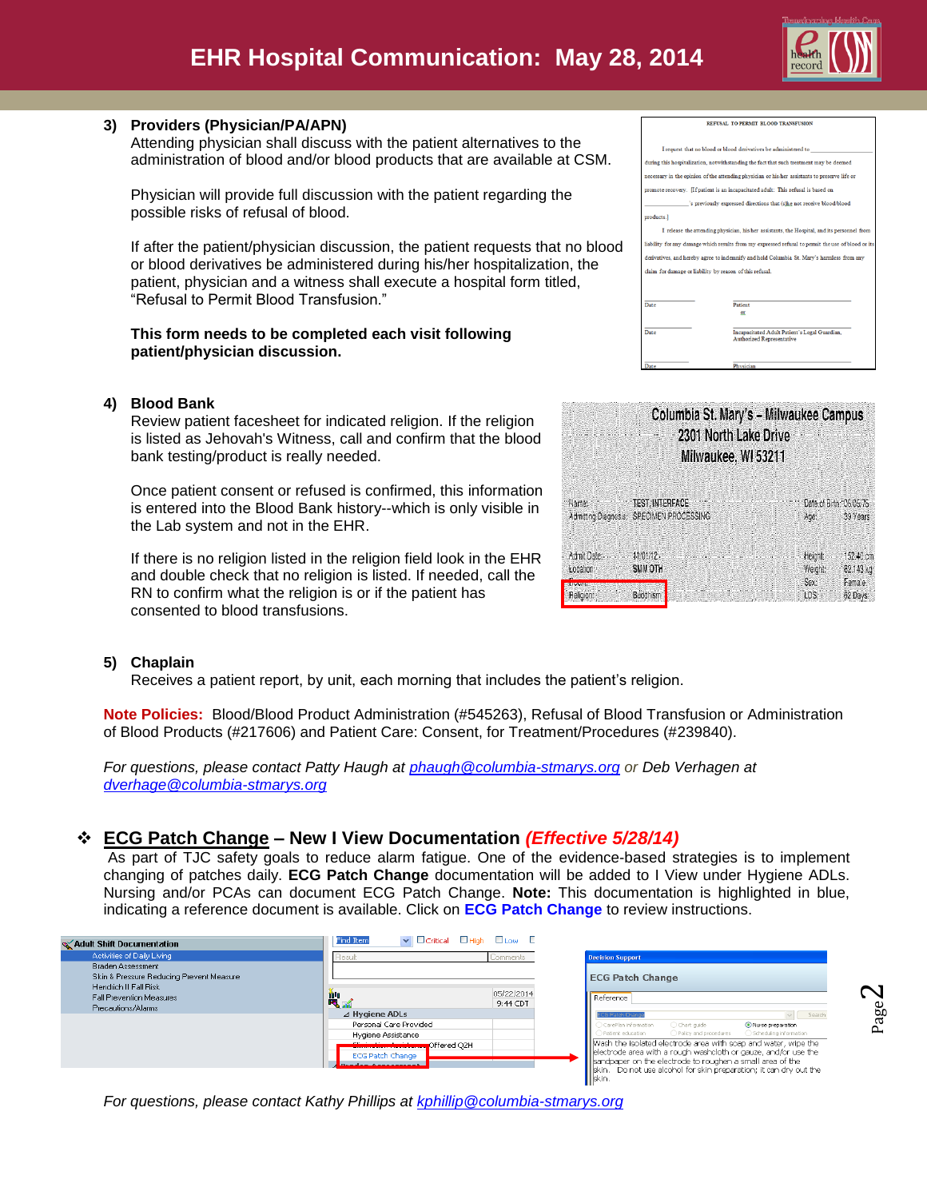# EHR Hospital Communication: May 28, 2014

3) **Providers (Physician/PA/APN)**
Attending physician shall discuss with the patient alternatives to the administration of blood and/or blood products that are available at CSM.

Physician will provide full discussion with the patient regarding the possible risks of refusal of blood.

If after the patient/physician discussion, the patient requests that no blood or blood derivatives be administered during his/her hospitalization, the patient, physician and a witness shall execute a hospital form titled, "Refusal to Permit Blood Transfusion."

**This form needs to be completed each visit following patient/physician discussion.**

4) **Blood Bank**
Review patient facesheet for indicated religion. If the religion is listed as Jehovah's Witness, call and confirm that the blood bank testing/product is really needed.

Once patient consent or refused is confirmed, this information is entered into the Blood Bank history--which is only visible in the Lab system and not in the EHR.

If there is no religion listed in the religion field look in the EHR and double check that no religion is listed. If needed, call the RN to confirm what the religion is or if the patient has consented to blood transfusions.

5) **Chaplain**
Receives a patient report, by unit, each morning that includes the patient's religion.

**Note Policies:** Blood/Blood Product Administration (#545263), Refusal of Blood Transfusion or Administration of Blood Products (#217606) and Patient Care: Consent, for Treatment/Procedures (#239840).

*For questions, please contact Patty Haugh at phaugh@columbia-stmarys.org or Deb Verhagen at dverhage@columbia-stmarys.org*

## ❖ ECG Patch Change – New I View Documentation *(Effective 5/28/14)*

As part of TJC safety goals to reduce alarm fatigue. One of the evidence-based strategies is to implement changing of patches daily. **ECG Patch Change** documentation will be added to I View under Hygiene ADLs. Nursing and/or PCAs can document ECG Patch Change. **Note:** This documentation is highlighted in blue, indicating a reference document is available. Click on **ECG Patch Change** to review instructions.

*For questions, please contact Kathy Phillips at kphillip@columbia-stmarys.org*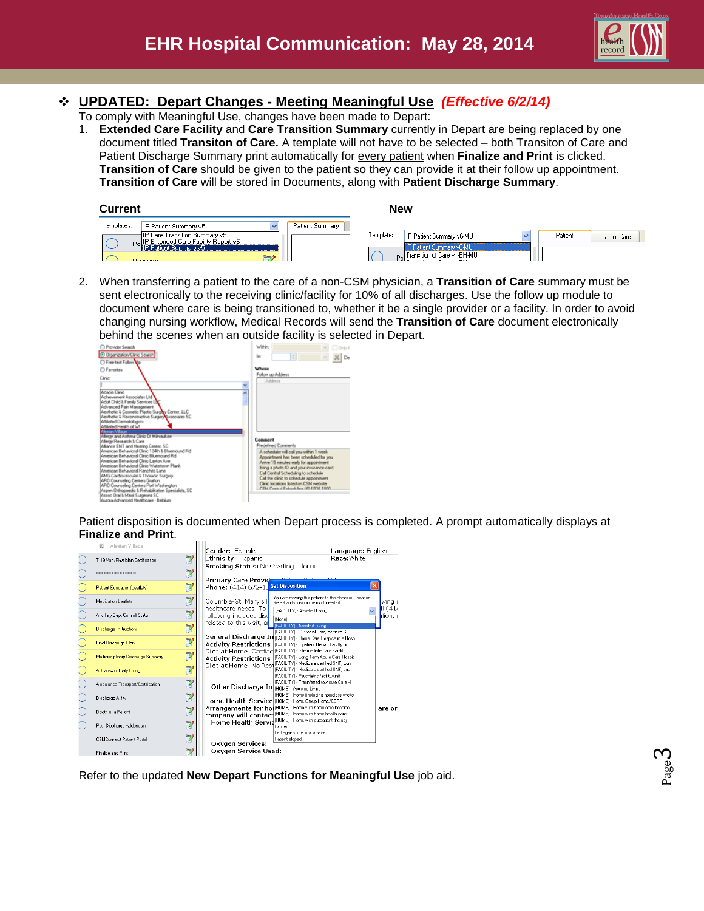# EHR Hospital Communication: May 28, 2014

## ❖ UPDATED: Depart Changes - Meeting Meaningful Use *(Effective 6/2/14)*

To comply with Meaningful Use, changes have been made to Depart:

1. **Extended Care Facility** and **Care Transition Summary** currently in Depart are being replaced by one document titled **Transiton of Care.** A template will not have to be selected – both Transiton of Care and Patient Discharge Summary print automatically for every patient when **Finalize and Print** is clicked. **Transition of Care** should be given to the patient so they can provide it at their follow up appointment. **Transition of Care** will be stored in Documents, along with **Patient Discharge Summary**.

**Current** **New**

2. When transferring a patient to the care of a non-CSM physician, a **Transition of Care** summary must be sent electronically to the receiving clinic/facility for 10% of all discharges. Use the follow up module to document where care is being transitioned to, whether it be a single provider or a facility. In order to avoid changing nursing workflow, Medical Records will send the **Transition of Care** document electronically behind the scenes when an outside facility is selected in Depart.

Patient disposition is documented when Depart process is completed. A prompt automatically displays at **Finalize and Print**.

Refer to the updated **New Depart Functions for Meaningful Use** job aid.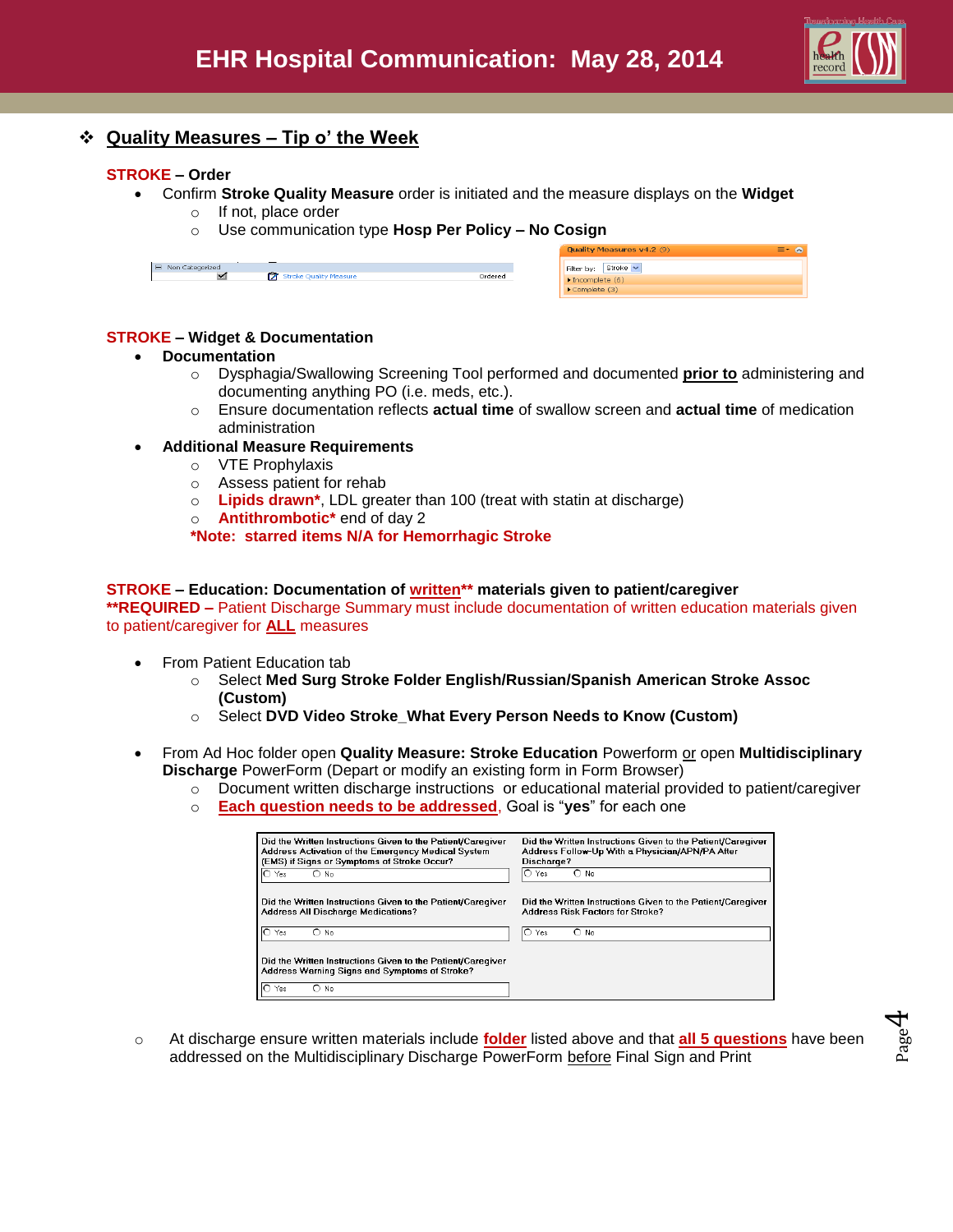# EHR Hospital Communication: May 28, 2014

## Quality Measures – Tip o' the Week

**STROKE – Order**

- Confirm **Stroke Quality Measure** order is initiated and the measure displays on the **Widget**
  - If not, place order
  - Use communication type **Hosp Per Policy – No Cosign**

**STROKE – Widget & Documentation**

- **Documentation**
  - Dysphagia/Swallowing Screening Tool performed and documented **prior to** administering and documenting anything PO (i.e. meds, etc.).
  - Ensure documentation reflects **actual time** of swallow screen and **actual time** of medication administration
- **Additional Measure Requirements**
  - VTE Prophylaxis
  - Assess patient for rehab
  - **Lipids drawn***, LDL greater than 100 (treat with statin at discharge)
  - **Antithrombotic*** end of day 2

  ***Note: starred items N/A for Hemorrhagic Stroke**

**STROKE – Education: Documentation of written** materials given to patient/caregiver**

****REQUIRED –** Patient Discharge Summary must include documentation of written education materials given to patient/caregiver for **ALL** measures

- From Patient Education tab
  - Select **Med Surg Stroke Folder English/Russian/Spanish American Stroke Assoc (Custom)**
  - Select **DVD Video Stroke_What Every Person Needs to Know (Custom)**
- From Ad Hoc folder open **Quality Measure: Stroke Education** Powerform or open **Multidisciplinary Discharge** PowerForm (Depart or modify an existing form in Form Browser)
  - Document written discharge instructions or educational material provided to patient/caregiver
  - **Each question needs to be addressed**, Goal is "**yes**" for each one

| Did the Written Instructions Given to the Patient/Caregiver Address Activation of the Emergency Medical System (EMS) if Signs or Symptoms of Stroke Occur? | Did the Written Instructions Given to the Patient/Caregiver Address Follow-Up With a Physician/APN/PA After Discharge? |
|---|---|
| ○ Yes ○ No | ○ Yes ○ No |
| Did the Written Instructions Given to the Patient/Caregiver Address All Discharge Medications? | Did the Written Instructions Given to the Patient/Caregiver Address Risk Factors for Stroke? |
| ○ Yes ○ No | ○ Yes ○ No |
| Did the Written Instructions Given to the Patient/Caregiver Address Warning Signs and Symptoms of Stroke? | |
| ○ Yes ○ No | |

- At discharge ensure written materials include **folder** listed above and that **all 5 questions** have been addressed on the Multidisciplinary Discharge PowerForm before Final Sign and Print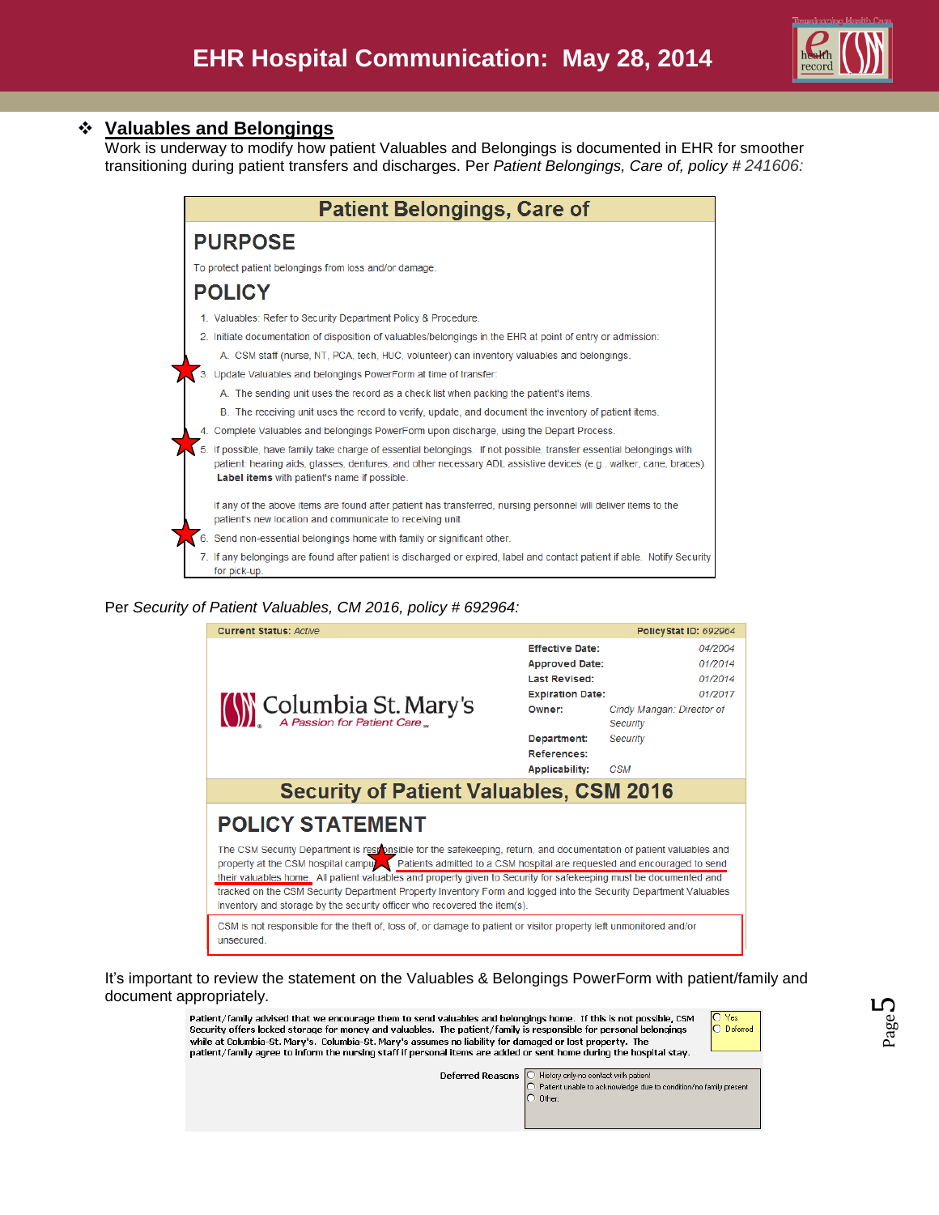# EHR Hospital Communication: May 28, 2014

## ❖ Valuables and Belongings

Work is underway to modify how patient Valuables and Belongings is documented in EHR for smoother transitioning during patient transfers and discharges. Per *Patient Belongings, Care of, policy # 241606:*

### Patient Belongings, Care of

#### PURPOSE

To protect patient belongings from loss and/or damage.

#### POLICY

1. Valuables: Refer to Security Department Policy & Procedure.
2. Initiate documentation of disposition of valuables/belongings in the EHR at point of entry or admission:
   A. CSM staff (nurse, NT, PCA, tech, HUC, volunteer) can inventory valuables and belongings.
3. Update Valuables and belongings PowerForm at time of transfer:
   A. The sending unit uses the record as a check list when packing the patient's items.
   B. The receiving unit uses the record to verify, update, and document the inventory of patient items.
4. Complete Valuables and belongings PowerForm upon discharge, using the Depart Process.
5. If possible, have family take charge of essential belongings. If not possible, transfer essential belongings with patient: hearing aids, glasses, dentures, and other necessary ADL assistive devices (e.g., walker, cane, braces). **Label items** with patient's name if possible.

   If any of the above items are found after patient has transferred, nursing personnel will deliver items to the patient's new location and communicate to receiving unit.
6. Send non-essential belongings home with family or significant other.
7. If any belongings are found after patient is discharged or expired, label and contact patient if able. Notify Security for pick-up.

Per *Security of Patient Valuables, CM 2016, policy # 692964:*

| Current Status: *Active* | PolicyStat ID: *692964* |
|---|---|
| Effective Date: | 04/2004 |
| Approved Date: | 01/2014 |
| Last Revised: | 01/2014 |
| Expiration Date: | 01/2017 |
| Owner: | Cindy Mangan: Director of Security |
| Department: | Security |
| References: | |
| Applicability: | CSM |

Columbia St. Mary's — *A Passion for Patient Care*

### Security of Patient Valuables, CSM 2016

#### POLICY STATEMENT

The CSM Security Department is responsible for the safekeeping, return, and documentation of patient valuables and property at the CSM hospital campus. Patients admitted to a CSM hospital are requested and encouraged to send their valuables home. All patient valuables and property given to Security for safekeeping must be documented and tracked on the CSM Security Department Property Inventory Form and logged into the Security Department Valuables Inventory and storage by the security officer who recovered the item(s).

CSM is not responsible for the theft of, loss of, or damage to patient or visitor property left unmonitored and/or unsecured.

It's important to review the statement on the Valuables & Belongings PowerForm with patient/family and document appropriately.

Patient/family advised that we encourage them to send valuables and belongings home. If this is not possible, CSM Security offers locked storage for money and valuables. The patient/family is responsible for personal belongings while at Columbia-St. Mary's. Columbia-St. Mary's assumes no liability for damaged or lost property. The patient/family agree to inform the nursing staff if personal items are added or sent home during the hospital stay.

- ○ Yes
- ○ Deferred

Deferred Reasons

- ○ History only-no contact with patient
- ○ Patient unable to acknowledge due to condition/no family present
- ○ Other: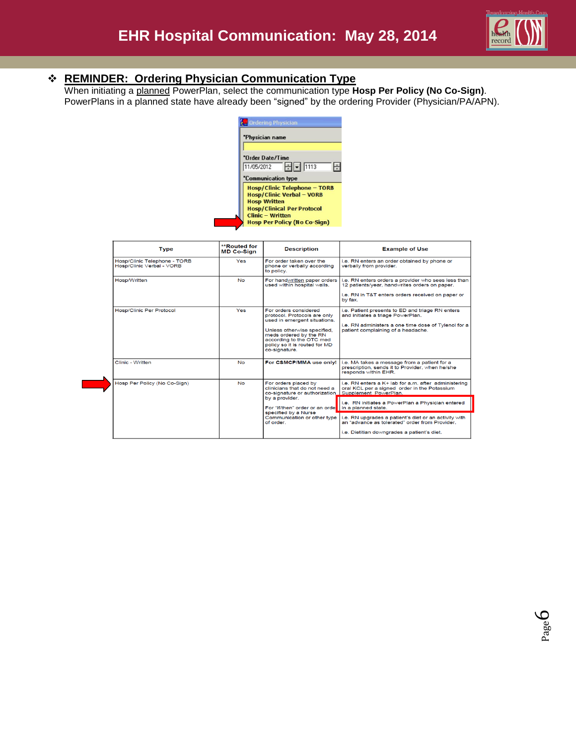# EHR Hospital Communication: May 28, 2014

## ❖ REMINDER: Ordering Physician Communication Type

When initiating a planned PowerPlan, select the communication type **Hosp Per Policy (No Co-Sign)**. PowerPlans in a planned state have already been "signed" by the ordering Provider (Physician/PA/APN).

Ordering Physician

*Physician name

*Order Date/Time

11/05/2012 1113

*Communication type

- Hosp/Clinic Telephone – TORB
- Hosp/Clinic Verbal – VORB
- Hosp Written
- Hosp/Clinical Per Protocol
- Clinic – Written
- Hosp Per Policy (No Co-Sign)

| Type | **Routed for MD Co-Sign | Description | Example of Use |
|---|---|---|---|
| Hosp/Clinic Telephone - TORB<br>Hosp/Clinic Verbal - VORB | Yes | For order taken over the phone or verbally according to policy. | i.e. RN enters an order obtained by phone or verbally from provider. |
| Hosp/Written | No | For handwritten paper orders used within hospital walls. | i.e. RN enters orders a provider who sees less than 12 patients/year, handwrites orders on paper.<br><br>i.e. RN in T&T enters orders received on paper or by fax. |
| Hosp/Clinic Per Protocol | Yes | For orders considered protocol. Protocols are only used in emergent situations.<br><br>Unless otherwise specified, meds ordered by the RN according to the OTC med policy so it is routed for MD co-signature. | i.e. Patient presents to ED and triage RN enters and initiates a triage PowerPlan.<br><br>i.e. RN administers a one time dose of Tylenol for a patient complaining of a headache. |
| Clinic - Written | No | **For CSMCP/MMA use only!** | i.e. MA takes a message from a patient for a prescription, sends it to Provider, when he/she responds within EHR. |
| Hosp Per Policy (No Co-Sign) | No | For orders placed by clinicians that do not need a co-signature or authorization by a provider.<br><br>For "if/then" order or an order specified by a Nurse Communication or other type of order. | i.e. RN enters a K+ lab for a.m. after administering oral KCL per a signed order in the Potassium Supplement PowerPlan.<br><br>i.e. RN initiates a PowerPlan a Physician entered in a planned state.<br><br>i.e. RN upgrades a patient's diet or an activity with an "advance as tolerated" order from Provider.<br><br>i.e. Dietitian downgrades a patient's diet. |